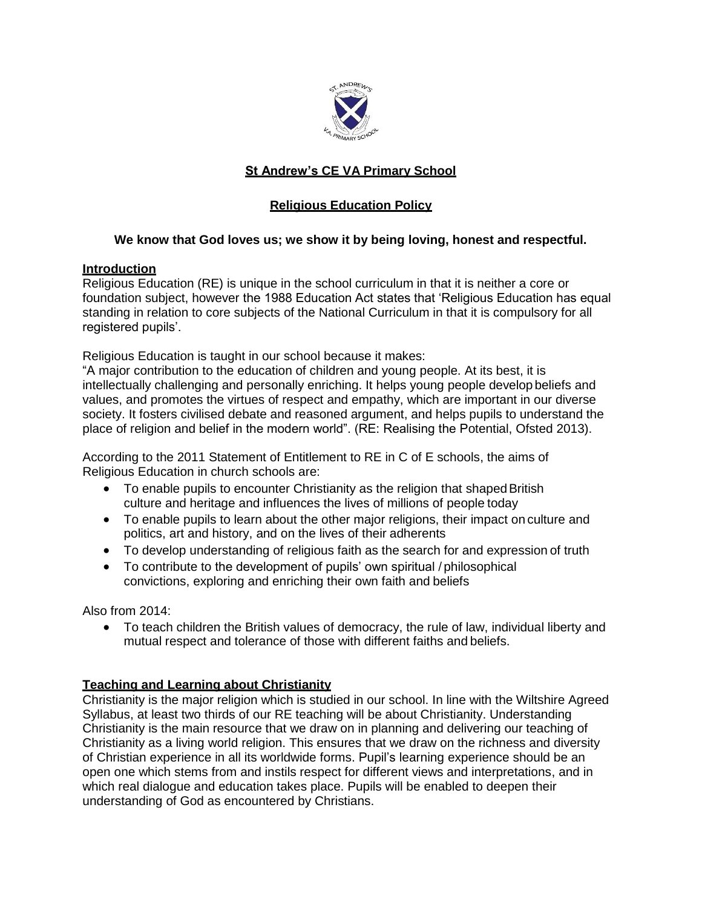# St Andrew's CE VA Primary School

## Religious Education Policy

**We know that God loves us; we show it by being loving, honest and respectful.**

### Introduction

Religious Education (RE) is unique in the school curriculum in that it is neither a core or foundation subject, however the 1988 Education Act states that 'Religious Education has equal standing in relation to core subjects of the National Curriculum in that it is compulsory for all registered pupils'.

Religious Education is taught in our school because it makes:
"A major contribution to the education of children and young people. At its best, it is intellectually challenging and personally enriching. It helps young people develop beliefs and values, and promotes the virtues of respect and empathy, which are important in our diverse society. It fosters civilised debate and reasoned argument, and helps pupils to understand the place of religion and belief in the modern world". (RE: Realising the Potential, Ofsted 2013).

According to the 2011 Statement of Entitlement to RE in C of E schools, the aims of Religious Education in church schools are:

- To enable pupils to encounter Christianity as the religion that shaped British culture and heritage and influences the lives of millions of people today
- To enable pupils to learn about the other major religions, their impact on culture and politics, art and history, and on the lives of their adherents
- To develop understanding of religious faith as the search for and expression of truth
- To contribute to the development of pupils' own spiritual / philosophical convictions, exploring and enriching their own faith and beliefs

Also from 2014:

- To teach children the British values of democracy, the rule of law, individual liberty and mutual respect and tolerance of those with different faiths and beliefs.

### Teaching and Learning about Christianity

Christianity is the major religion which is studied in our school. In line with the Wiltshire Agreed Syllabus, at least two thirds of our RE teaching will be about Christianity. Understanding Christianity is the main resource that we draw on in planning and delivering our teaching of Christianity as a living world religion. This ensures that we draw on the richness and diversity of Christian experience in all its worldwide forms. Pupil's learning experience should be an open one which stems from and instils respect for different views and interpretations, and in which real dialogue and education takes place. Pupils will be enabled to deepen their understanding of God as encountered by Christians.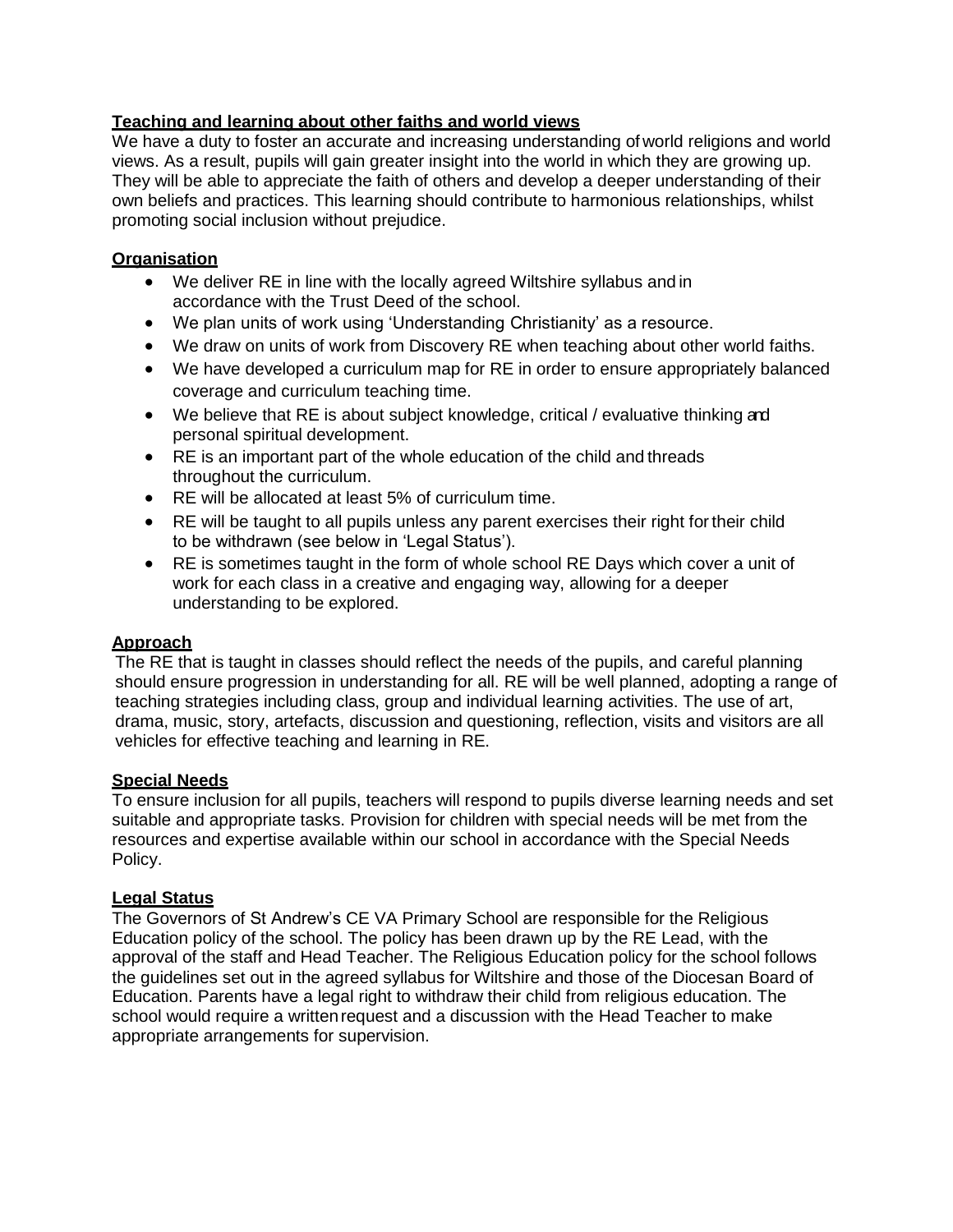**Teaching and learning about other faiths and world views**

We have a duty to foster an accurate and increasing understanding of world religions and world views. As a result, pupils will gain greater insight into the world in which they are growing up. They will be able to appreciate the faith of others and develop a deeper understanding of their own beliefs and practices. This learning should contribute to harmonious relationships, whilst promoting social inclusion without prejudice.

**Organisation**

- We deliver RE in line with the locally agreed Wiltshire syllabus and in accordance with the Trust Deed of the school.
- We plan units of work using 'Understanding Christianity' as a resource.
- We draw on units of work from Discovery RE when teaching about other world faiths.
- We have developed a curriculum map for RE in order to ensure appropriately balanced coverage and curriculum teaching time.
- We believe that RE is about subject knowledge, critical / evaluative thinking and personal spiritual development.
- RE is an important part of the whole education of the child and threads throughout the curriculum.
- RE will be allocated at least 5% of curriculum time.
- RE will be taught to all pupils unless any parent exercises their right for their child to be withdrawn (see below in 'Legal Status').
- RE is sometimes taught in the form of whole school RE Days which cover a unit of work for each class in a creative and engaging way, allowing for a deeper understanding to be explored.

**Approach**

The RE that is taught in classes should reflect the needs of the pupils, and careful planning should ensure progression in understanding for all. RE will be well planned, adopting a range of teaching strategies including class, group and individual learning activities. The use of art, drama, music, story, artefacts, discussion and questioning, reflection, visits and visitors are all vehicles for effective teaching and learning in RE.

**Special Needs**

To ensure inclusion for all pupils, teachers will respond to pupils diverse learning needs and set suitable and appropriate tasks. Provision for children with special needs will be met from the resources and expertise available within our school in accordance with the Special Needs Policy.

**Legal Status**

The Governors of St Andrew's CE VA Primary School are responsible for the Religious Education policy of the school. The policy has been drawn up by the RE Lead, with the approval of the staff and Head Teacher. The Religious Education policy for the school follows the guidelines set out in the agreed syllabus for Wiltshire and those of the Diocesan Board of Education. Parents have a legal right to withdraw their child from religious education. The school would require a written request and a discussion with the Head Teacher to make appropriate arrangements for supervision.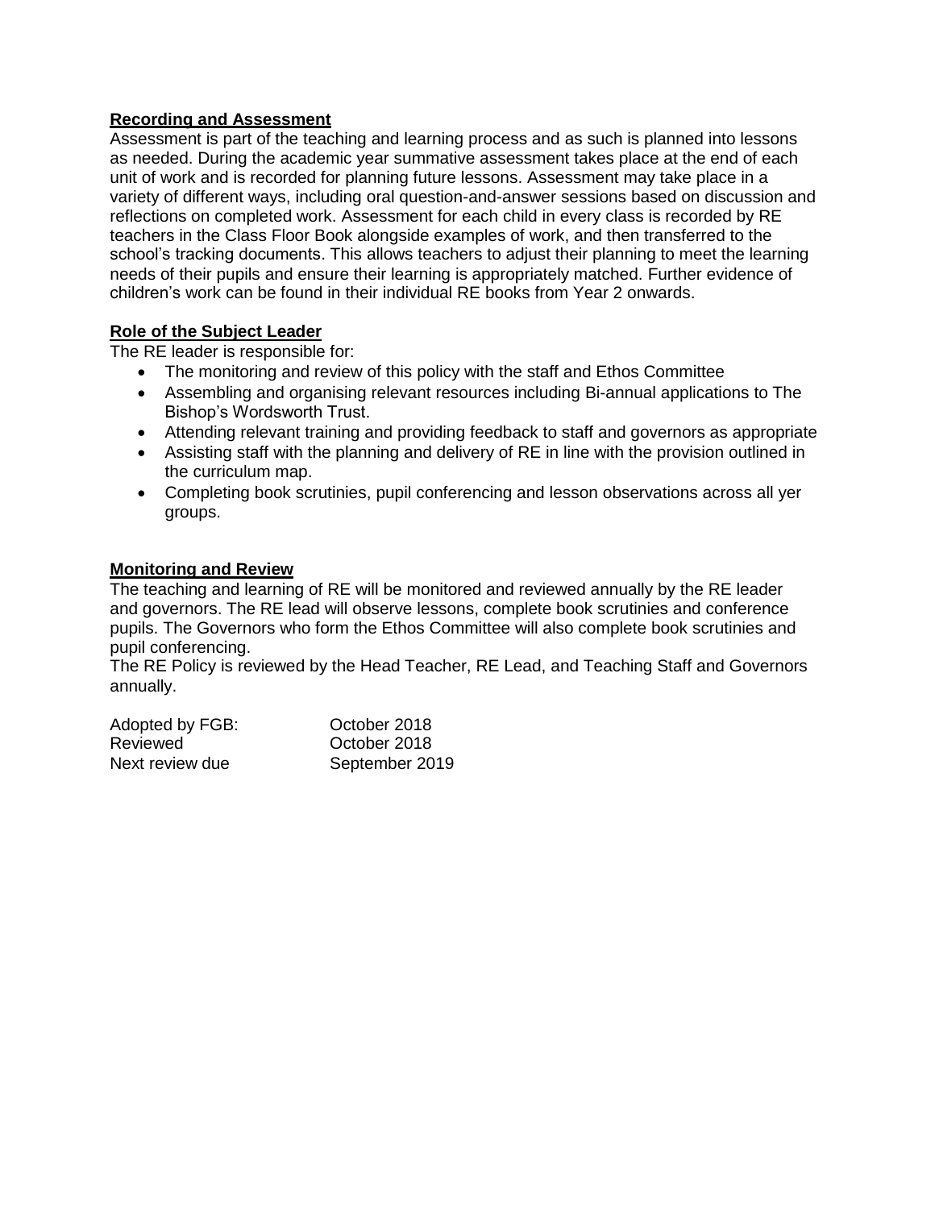**Recording and Assessment**

Assessment is part of the teaching and learning process and as such is planned into lessons as needed. During the academic year summative assessment takes place at the end of each unit of work and is recorded for planning future lessons. Assessment may take place in a variety of different ways, including oral question-and-answer sessions based on discussion and reflections on completed work. Assessment for each child in every class is recorded by RE teachers in the Class Floor Book alongside examples of work, and then transferred to the school's tracking documents. This allows teachers to adjust their planning to meet the learning needs of their pupils and ensure their learning is appropriately matched. Further evidence of children's work can be found in their individual RE books from Year 2 onwards.

**Role of the Subject Leader**

The RE leader is responsible for:

- The monitoring and review of this policy with the staff and Ethos Committee
- Assembling and organising relevant resources including Bi-annual applications to The Bishop's Wordsworth Trust.
- Attending relevant training and providing feedback to staff and governors as appropriate
- Assisting staff with the planning and delivery of RE in line with the provision outlined in the curriculum map.
- Completing book scrutinies, pupil conferencing and lesson observations across all yer groups.

**Monitoring and Review**

The teaching and learning of RE will be monitored and reviewed annually by the RE leader and governors. The RE lead will observe lessons, complete book scrutinies and conference pupils. The Governors who form the Ethos Committee will also complete book scrutinies and pupil conferencing.

The RE Policy is reviewed by the Head Teacher, RE Lead, and Teaching Staff and Governors annually.

| | |
|---|---|
| Adopted by FGB: | October 2018 |
| Reviewed | October 2018 |
| Next review due | September 2019 |